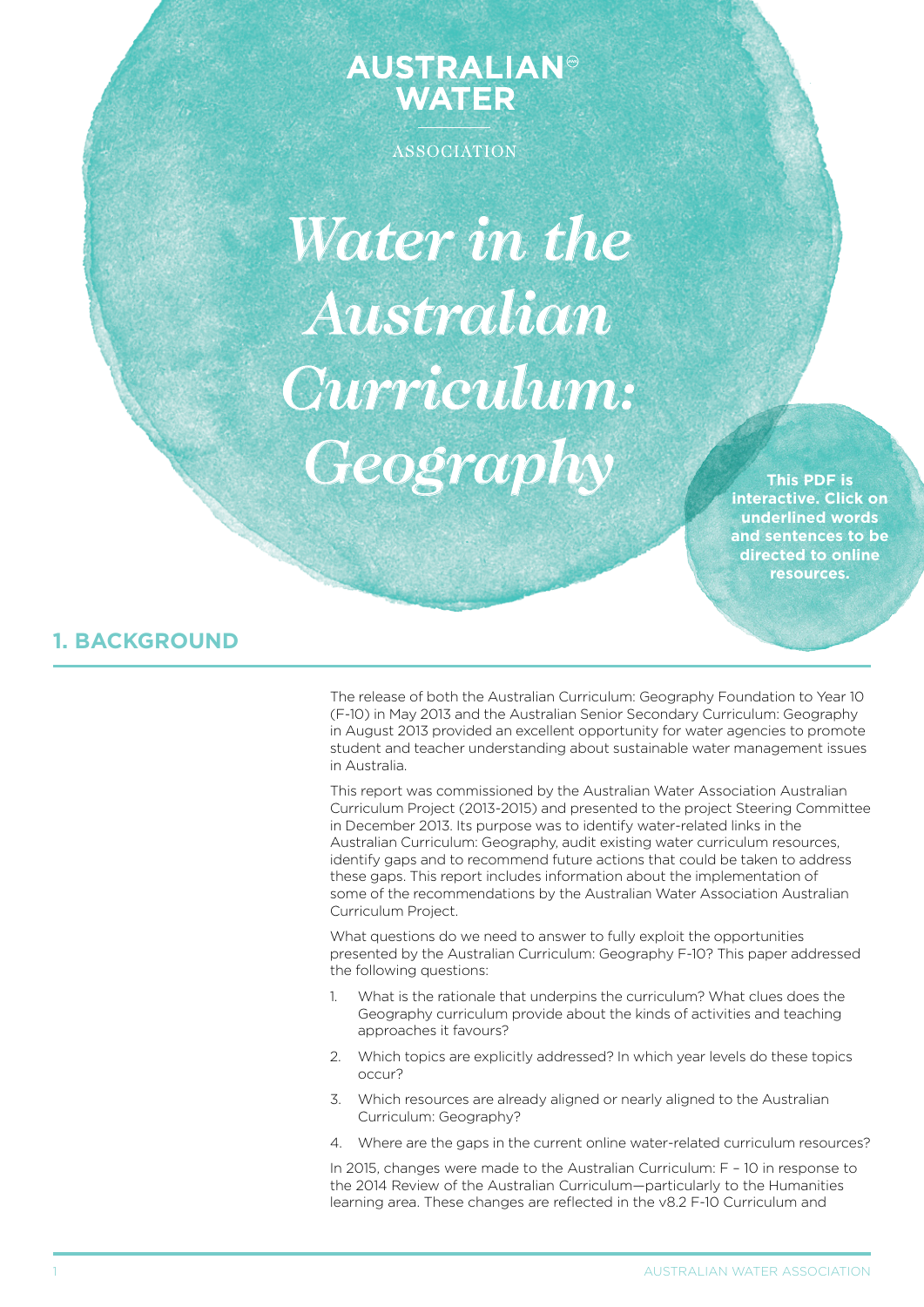AUSTRALIAN WATER ASSOCIATION

# *Water in the Australian Curriculum: Geography*

**This PDF is interactive. Click on underlined words and sentences to be directed to online resources.**

## 1. BACKGROUND

The release of both the Australian Curriculum: Geography Foundation to Year 10 (F-10) in May 2013 and the Australian Senior Secondary Curriculum: Geography in August 2013 provided an excellent opportunity for water agencies to promote student and teacher understanding about sustainable water management issues in Australia.

This report was commissioned by the Australian Water Association Australian Curriculum Project (2013-2015) and presented to the project Steering Committee in December 2013. Its purpose was to identify water-related links in the Australian Curriculum: Geography, audit existing water curriculum resources, identify gaps and to recommend future actions that could be taken to address these gaps. This report includes information about the implementation of some of the recommendations by the Australian Water Association Australian Curriculum Project.

What questions do we need to answer to fully exploit the opportunities presented by the Australian Curriculum: Geography F-10? This paper addressed the following questions:

1. What is the rationale that underpins the curriculum? What clues does the Geography curriculum provide about the kinds of activities and teaching approaches it favours?
2. Which topics are explicitly addressed? In which year levels do these topics occur?
3. Which resources are already aligned or nearly aligned to the Australian Curriculum: Geography?
4. Where are the gaps in the current online water-related curriculum resources?

In 2015, changes were made to the Australian Curriculum: F – 10 in response to the 2014 Review of the Australian Curriculum—particularly to the Humanities learning area. These changes are reflected in the v8.2 F-10 Curriculum and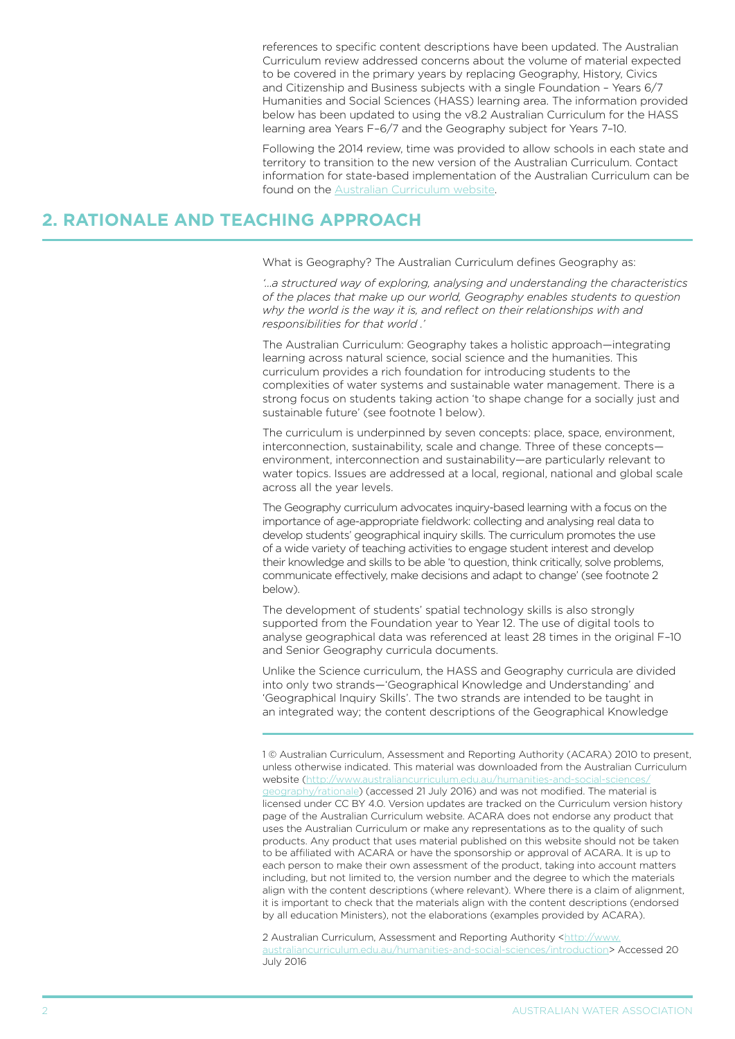references to specific content descriptions have been updated. The Australian Curriculum review addressed concerns about the volume of material expected to be covered in the primary years by replacing Geography, History, Civics and Citizenship and Business subjects with a single Foundation – Years 6/7 Humanities and Social Sciences (HASS) learning area. The information provided below has been updated to using the v8.2 Australian Curriculum for the HASS learning area Years F–6/7 and the Geography subject for Years 7–10.

Following the 2014 review, time was provided to allow schools in each state and territory to transition to the new version of the Australian Curriculum. Contact information for state-based implementation of the Australian Curriculum can be found on the [Australian Curriculum website](http://www.australiancurriculum.edu.au).

## 2. RATIONALE AND TEACHING APPROACH

What is Geography? The Australian Curriculum defines Geography as:

*'...a structured way of exploring, analysing and understanding the characteristics of the places that make up our world, Geography enables students to question why the world is the way it is, and reflect on their relationships with and responsibilities for that world .'*

The Australian Curriculum: Geography takes a holistic approach—integrating learning across natural science, social science and the humanities. This curriculum provides a rich foundation for introducing students to the complexities of water systems and sustainable water management. There is a strong focus on students taking action 'to shape change for a socially just and sustainable future' (see footnote 1 below).

The curriculum is underpinned by seven concepts: place, space, environment, interconnection, sustainability, scale and change. Three of these concepts—environment, interconnection and sustainability—are particularly relevant to water topics. Issues are addressed at a local, regional, national and global scale across all the year levels.

The Geography curriculum advocates inquiry-based learning with a focus on the importance of age-appropriate fieldwork: collecting and analysing real data to develop students' geographical inquiry skills. The curriculum promotes the use of a wide variety of teaching activities to engage student interest and develop their knowledge and skills to be able 'to question, think critically, solve problems, communicate effectively, make decisions and adapt to change' (see footnote 2 below).

The development of students' spatial technology skills is also strongly supported from the Foundation year to Year 12. The use of digital tools to analyse geographical data was referenced at least 28 times in the original F–10 and Senior Geography curricula documents.

Unlike the Science curriculum, the HASS and Geography curricula are divided into only two strands—'Geographical Knowledge and Understanding' and 'Geographical Inquiry Skills'. The two strands are intended to be taught in an integrated way; the content descriptions of the Geographical Knowledge

---

1 © Australian Curriculum, Assessment and Reporting Authority (ACARA) 2010 to present, unless otherwise indicated. This material was downloaded from the Australian Curriculum website (http://www.australiancurriculum.edu.au/humanities-and-social-sciences/geography/rationale) (accessed 21 July 2016) and was not modified. The material is licensed under CC BY 4.0. Version updates are tracked on the Curriculum version history page of the Australian Curriculum website. ACARA does not endorse any product that uses the Australian Curriculum or make any representations as to the quality of such products. Any product that uses material published on this website should not be taken to be affiliated with ACARA or have the sponsorship or approval of ACARA. It is up to each person to make their own assessment of the product, taking into account matters including, but not limited to, the version number and the degree to which the materials align with the content descriptions (where relevant). Where there is a claim of alignment, it is important to check that the materials align with the content descriptions (endorsed by all education Ministers), not the elaborations (examples provided by ACARA).

2 Australian Curriculum, Assessment and Reporting Authority <http://www.australiancurriculum.edu.au/humanities-and-social-sciences/introduction> Accessed 20 July 2016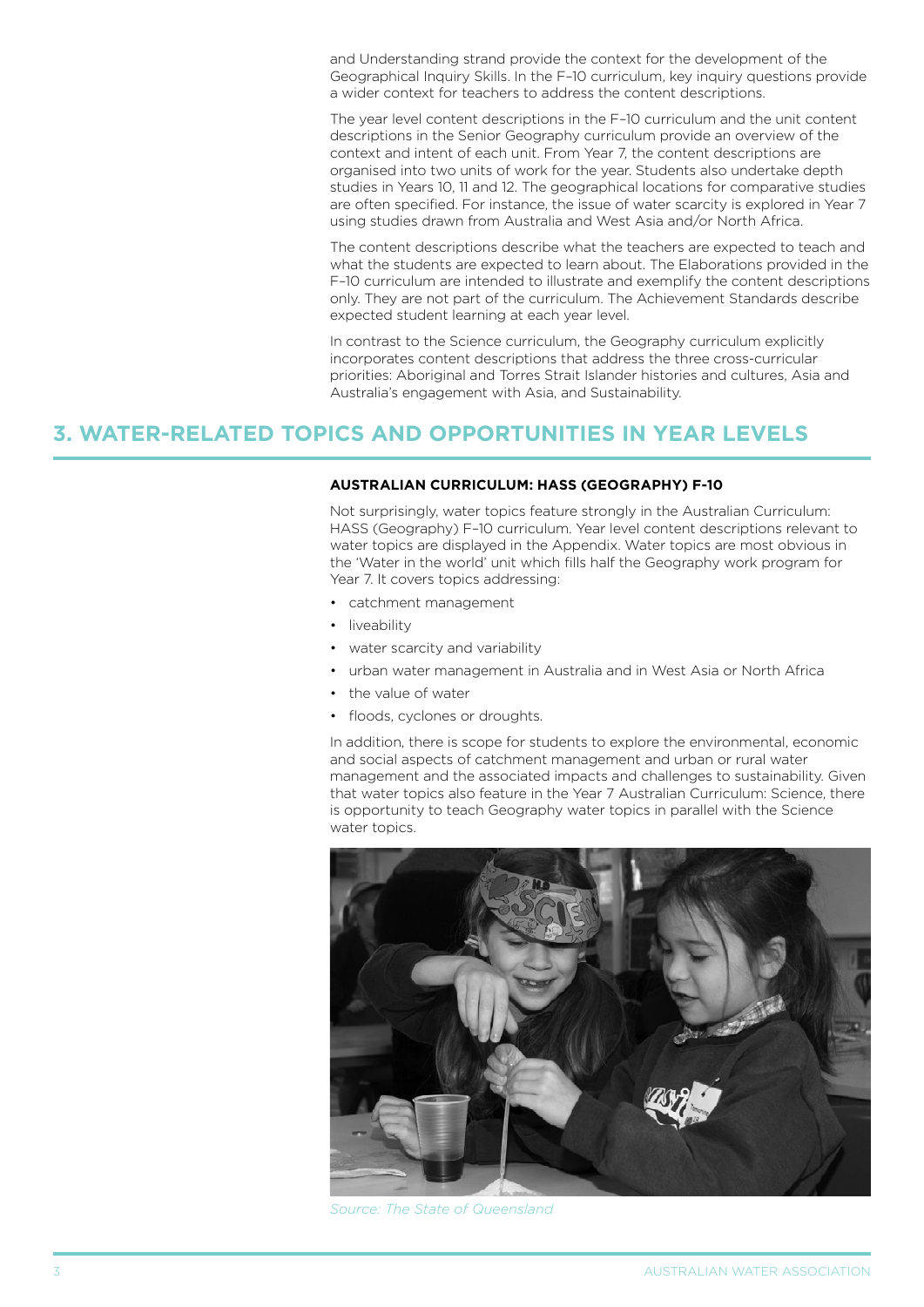and Understanding strand provide the context for the development of the Geographical Inquiry Skills. In the F–10 curriculum, key inquiry questions provide a wider context for teachers to address the content descriptions.

The year level content descriptions in the F–10 curriculum and the unit content descriptions in the Senior Geography curriculum provide an overview of the context and intent of each unit. From Year 7, the content descriptions are organised into two units of work for the year. Students also undertake depth studies in Years 10, 11 and 12. The geographical locations for comparative studies are often specified. For instance, the issue of water scarcity is explored in Year 7 using studies drawn from Australia and West Asia and/or North Africa.

The content descriptions describe what the teachers are expected to teach and what the students are expected to learn about. The Elaborations provided in the F–10 curriculum are intended to illustrate and exemplify the content descriptions only. They are not part of the curriculum. The Achievement Standards describe expected student learning at each year level.

In contrast to the Science curriculum, the Geography curriculum explicitly incorporates content descriptions that address the three cross-curricular priorities: Aboriginal and Torres Strait Islander histories and cultures, Asia and Australia's engagement with Asia, and Sustainability.

## 3. WATER-RELATED TOPICS AND OPPORTUNITIES IN YEAR LEVELS

### AUSTRALIAN CURRICULUM: HASS (GEOGRAPHY) F-10

Not surprisingly, water topics feature strongly in the Australian Curriculum: HASS (Geography) F–10 curriculum. Year level content descriptions relevant to water topics are displayed in the Appendix. Water topics are most obvious in the 'Water in the world' unit which fills half the Geography work program for Year 7. It covers topics addressing:

- catchment management
- liveability
- water scarcity and variability
- urban water management in Australia and in West Asia or North Africa
- the value of water
- floods, cyclones or droughts.

In addition, there is scope for students to explore the environmental, economic and social aspects of catchment management and urban or rural water management and the associated impacts and challenges to sustainability. Given that water topics also feature in the Year 7 Australian Curriculum: Science, there is opportunity to teach Geography water topics in parallel with the Science water topics.

*Source: The State of Queensland*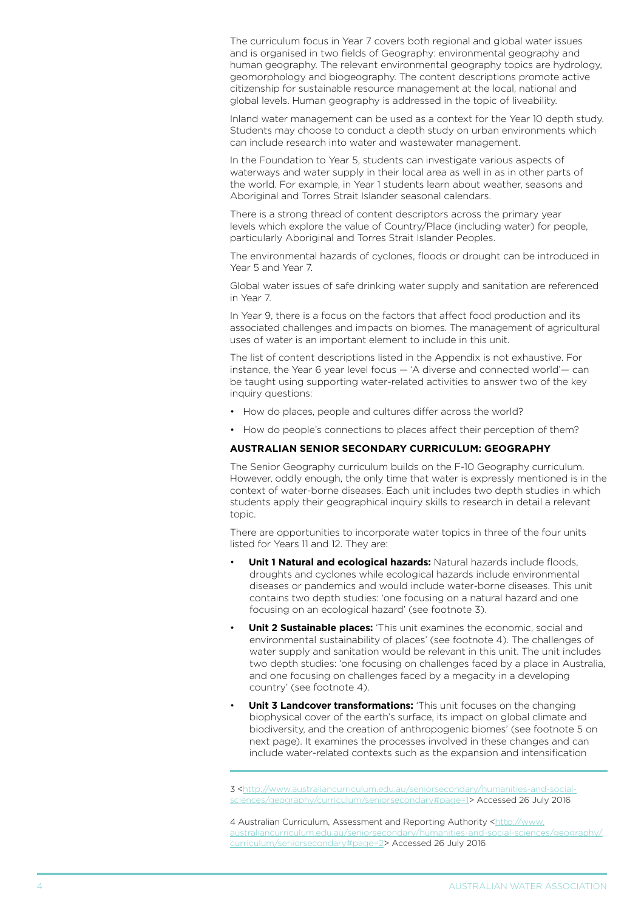The curriculum focus in Year 7 covers both regional and global water issues and is organised in two fields of Geography: environmental geography and human geography. The relevant environmental geography topics are hydrology, geomorphology and biogeography. The content descriptions promote active citizenship for sustainable resource management at the local, national and global levels. Human geography is addressed in the topic of liveability.

Inland water management can be used as a context for the Year 10 depth study. Students may choose to conduct a depth study on urban environments which can include research into water and wastewater management.

In the Foundation to Year 5, students can investigate various aspects of waterways and water supply in their local area as well in as in other parts of the world. For example, in Year 1 students learn about weather, seasons and Aboriginal and Torres Strait Islander seasonal calendars.

There is a strong thread of content descriptors across the primary year levels which explore the value of Country/Place (including water) for people, particularly Aboriginal and Torres Strait Islander Peoples.

The environmental hazards of cyclones, floods or drought can be introduced in Year 5 and Year 7.

Global water issues of safe drinking water supply and sanitation are referenced in Year 7.

In Year 9, there is a focus on the factors that affect food production and its associated challenges and impacts on biomes. The management of agricultural uses of water is an important element to include in this unit.

The list of content descriptions listed in the Appendix is not exhaustive. For instance, the Year 6 year level focus — 'A diverse and connected world'— can be taught using supporting water-related activities to answer two of the key inquiry questions:

- How do places, people and cultures differ across the world?
- How do people's connections to places affect their perception of them?

### AUSTRALIAN SENIOR SECONDARY CURRICULUM: GEOGRAPHY

The Senior Geography curriculum builds on the F-10 Geography curriculum. However, oddly enough, the only time that water is expressly mentioned is in the context of water-borne diseases. Each unit includes two depth studies in which students apply their geographical inquiry skills to research in detail a relevant topic.

There are opportunities to incorporate water topics in three of the four units listed for Years 11 and 12. They are:

- **Unit 1 Natural and ecological hazards:** Natural hazards include floods, droughts and cyclones while ecological hazards include environmental diseases or pandemics and would include water-borne diseases. This unit contains two depth studies: 'one focusing on a natural hazard and one focusing on an ecological hazard' (see footnote 3).
- **Unit 2 Sustainable places:** 'This unit examines the economic, social and environmental sustainability of places' (see footnote 4). The challenges of water supply and sanitation would be relevant in this unit. The unit includes two depth studies: 'one focusing on challenges faced by a place in Australia, and one focusing on challenges faced by a megacity in a developing country' (see footnote 4).
- **Unit 3 Landcover transformations:** 'This unit focuses on the changing biophysical cover of the earth's surface, its impact on global climate and biodiversity, and the creation of anthropogenic biomes' (see footnote 5 on next page). It examines the processes involved in these changes and can include water-related contexts such as the expansion and intensification

3 <http://www.australiancurriculum.edu.au/seniorsecondary/humanities-and-social-sciences/geography/curriculum/seniorsecondary#page=1> Accessed 26 July 2016

4 Australian Curriculum, Assessment and Reporting Authority <http://www.australiancurriculum.edu.au/seniorsecondary/humanities-and-social-sciences/geography/curriculum/seniorsecondary#page=2> Accessed 26 July 2016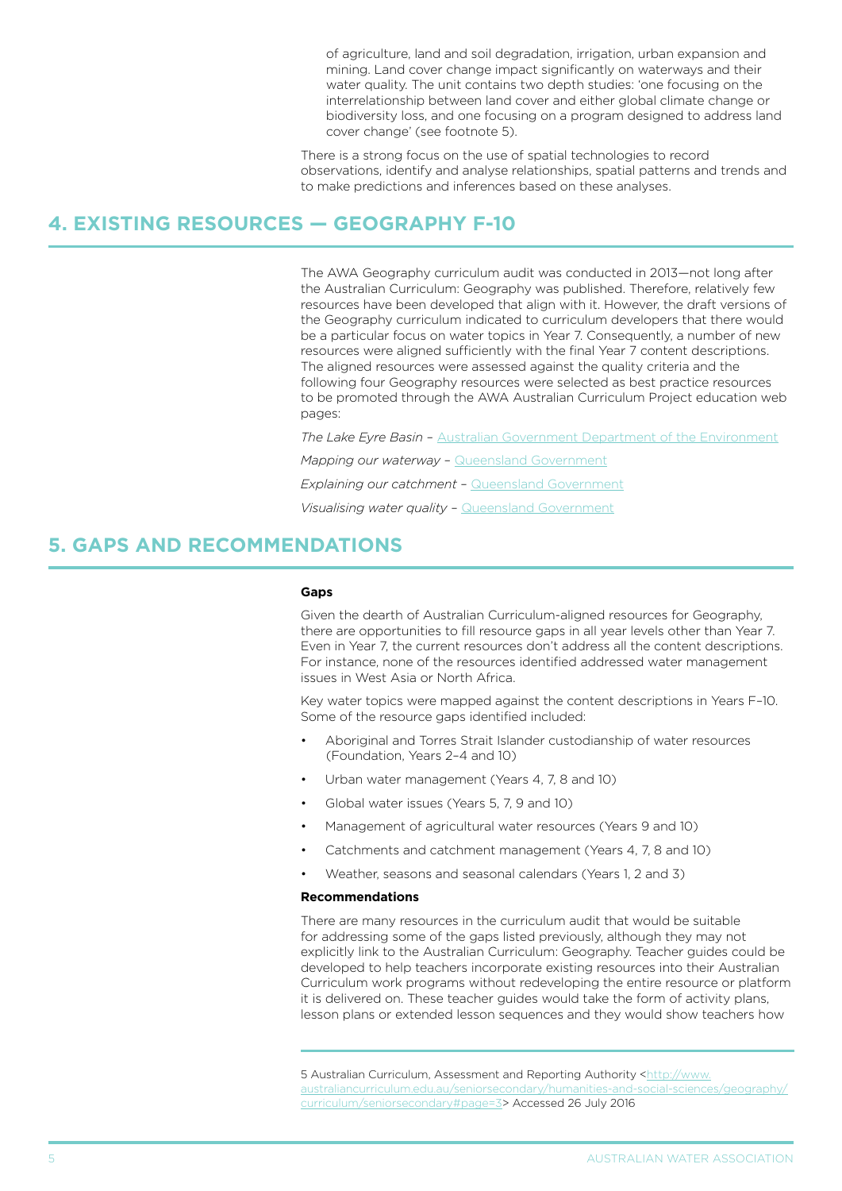of agriculture, land and soil degradation, irrigation, urban expansion and mining. Land cover change impact significantly on waterways and their water quality. The unit contains two depth studies: 'one focusing on the interrelationship between land cover and either global climate change or biodiversity loss, and one focusing on a program designed to address land cover change' (see footnote 5).

There is a strong focus on the use of spatial technologies to record observations, identify and analyse relationships, spatial patterns and trends and to make predictions and inferences based on these analyses.

## 4. EXISTING RESOURCES — GEOGRAPHY F-10

The AWA Geography curriculum audit was conducted in 2013—not long after the Australian Curriculum: Geography was published. Therefore, relatively few resources have been developed that align with it. However, the draft versions of the Geography curriculum indicated to curriculum developers that there would be a particular focus on water topics in Year 7. Consequently, a number of new resources were aligned sufficiently with the final Year 7 content descriptions. The aligned resources were assessed against the quality criteria and the following four Geography resources were selected as best practice resources to be promoted through the AWA Australian Curriculum Project education web pages:

*The Lake Eyre Basin* – Australian Government Department of the Environment

*Mapping our waterway* – Queensland Government

*Explaining our catchment* – Queensland Government

*Visualising water quality* – Queensland Government

## 5. GAPS AND RECOMMENDATIONS

**Gaps**

Given the dearth of Australian Curriculum-aligned resources for Geography, there are opportunities to fill resource gaps in all year levels other than Year 7. Even in Year 7, the current resources don't address all the content descriptions. For instance, none of the resources identified addressed water management issues in West Asia or North Africa.

Key water topics were mapped against the content descriptions in Years F–10. Some of the resource gaps identified included:

- Aboriginal and Torres Strait Islander custodianship of water resources (Foundation, Years 2–4 and 10)
- Urban water management (Years 4, 7, 8 and 10)
- Global water issues (Years 5, 7, 9 and 10)
- Management of agricultural water resources (Years 9 and 10)
- Catchments and catchment management (Years 4, 7, 8 and 10)
- Weather, seasons and seasonal calendars (Years 1, 2 and 3)

**Recommendations**

There are many resources in the curriculum audit that would be suitable for addressing some of the gaps listed previously, although they may not explicitly link to the Australian Curriculum: Geography. Teacher guides could be developed to help teachers incorporate existing resources into their Australian Curriculum work programs without redeveloping the entire resource or platform it is delivered on. These teacher guides would take the form of activity plans, lesson plans or extended lesson sequences and they would show teachers how

---

5 Australian Curriculum, Assessment and Reporting Authority <http://www.australiancurriculum.edu.au/seniorsecondary/humanities-and-social-sciences/geography/curriculum/seniorsecondary#page=3> Accessed 26 July 2016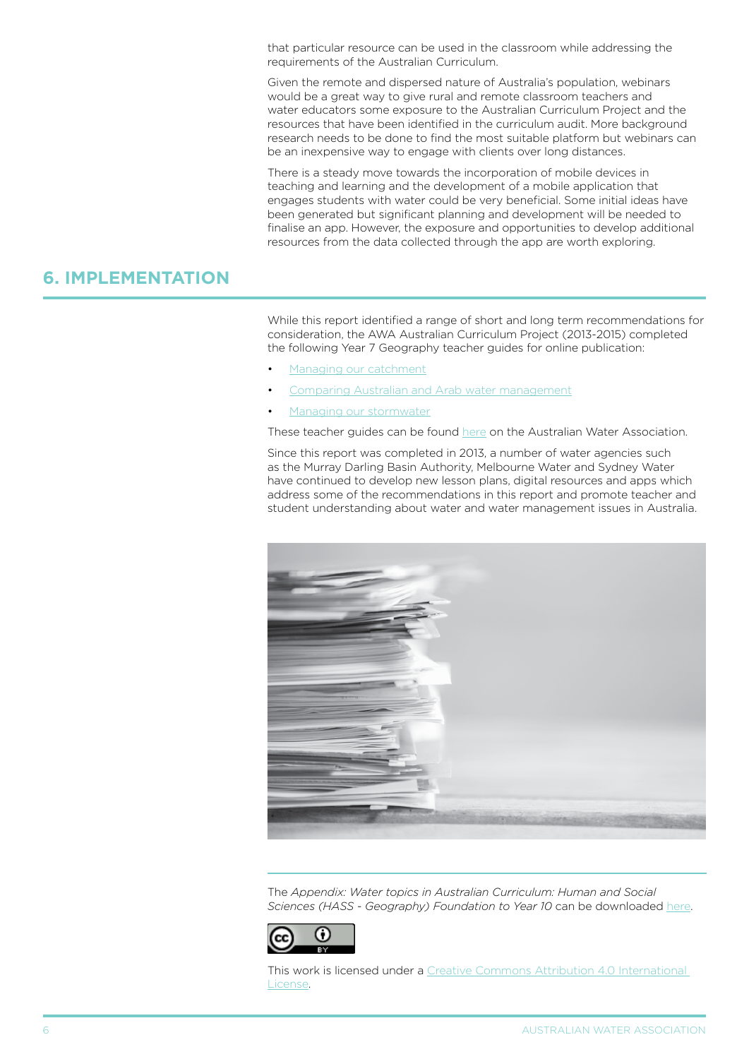that particular resource can be used in the classroom while addressing the requirements of the Australian Curriculum.

Given the remote and dispersed nature of Australia's population, webinars would be a great way to give rural and remote classroom teachers and water educators some exposure to the Australian Curriculum Project and the resources that have been identified in the curriculum audit. More background research needs to be done to find the most suitable platform but webinars can be an inexpensive way to engage with clients over long distances.

There is a steady move towards the incorporation of mobile devices in teaching and learning and the development of a mobile application that engages students with water could be very beneficial. Some initial ideas have been generated but significant planning and development will be needed to finalise an app. However, the exposure and opportunities to develop additional resources from the data collected through the app are worth exploring.

## 6. IMPLEMENTATION

While this report identified a range of short and long term recommendations for consideration, the AWA Australian Curriculum Project (2013-2015) completed the following Year 7 Geography teacher guides for online publication:

- Managing our catchment
- Comparing Australian and Arab water management
- Managing our stormwater

These teacher guides can be found here on the Australian Water Association.

Since this report was completed in 2013, a number of water agencies such as the Murray Darling Basin Authority, Melbourne Water and Sydney Water have continued to develop new lesson plans, digital resources and apps which address some of the recommendations in this report and promote teacher and student understanding about water and water management issues in Australia.

The *Appendix: Water topics in Australian Curriculum: Human and Social Sciences (HASS - Geography) Foundation to Year 10* can be downloaded here.

This work is licensed under a Creative Commons Attribution 4.0 International License.